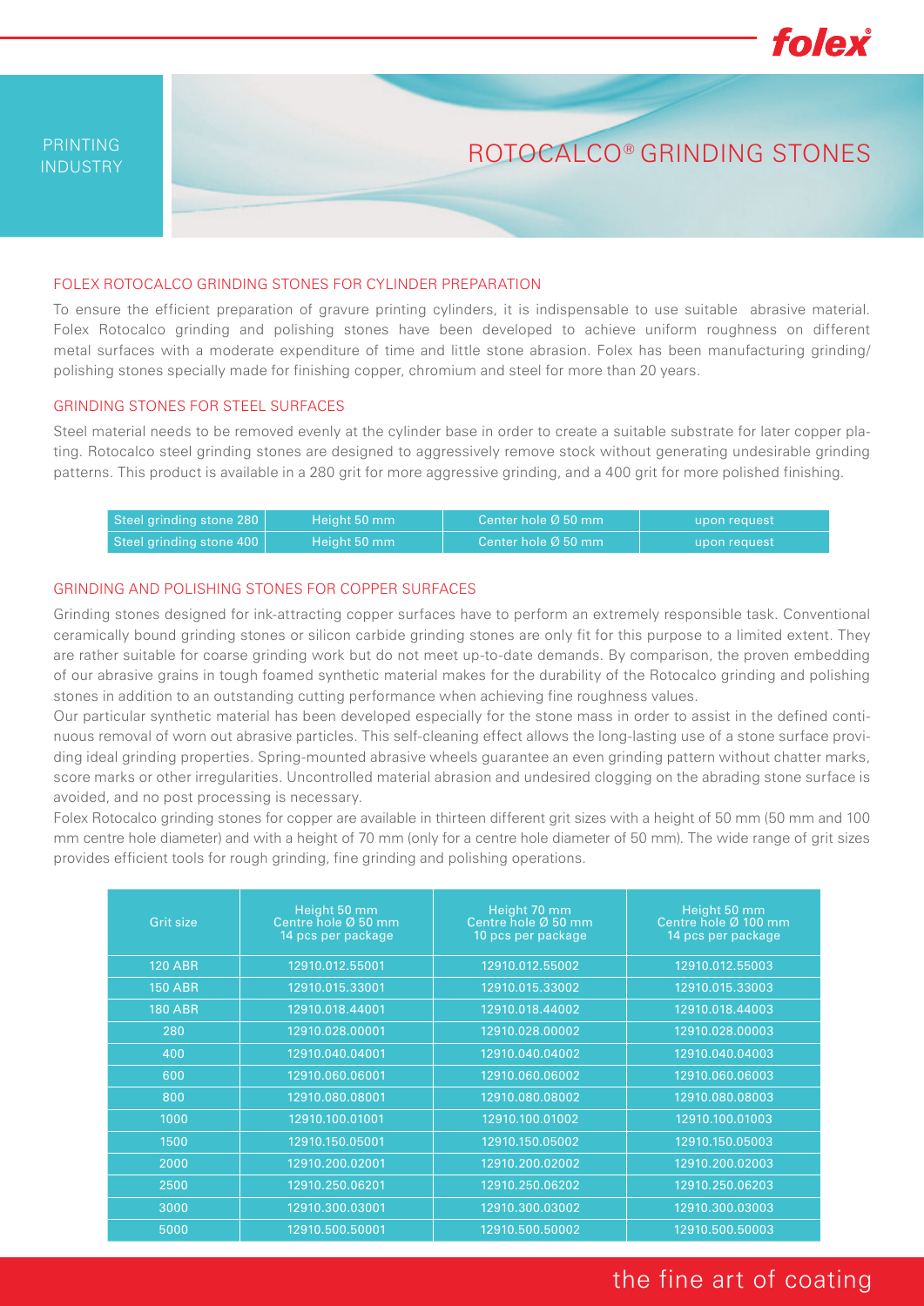PRINTING INDUSTRY

# ROTOCALCO® GRINDING STONES

## FOLEX ROTOCALCO GRINDING STONES FOR CYLINDER PREPARATION

To ensure the efficient preparation of gravure printing cylinders, it is indispensable to use suitable abrasive material. Folex Rotocalco grinding and polishing stones have been developed to achieve uniform roughness on different metal surfaces with a moderate expenditure of time and little stone abrasion. Folex has been manufacturing grinding/polishing stones specially made for finishing copper, chromium and steel for more than 20 years.

## GRINDING STONES FOR STEEL SURFACES

Steel material needs to be removed evenly at the cylinder base in order to create a suitable substrate for later copper plating. Rotocalco steel grinding stones are designed to aggressively remove stock without generating undesirable grinding patterns. This product is available in a 280 grit for more aggressive grinding, and a 400 grit for more polished finishing.

| | | | |
|---|---|---|---|
| Steel grinding stone 280 | Height 50 mm | Center hole Ø 50 mm | upon request |
| Steel grinding stone 400 | Height 50 mm | Center hole Ø 50 mm | upon request |

## GRINDING AND POLISHING STONES FOR COPPER SURFACES

Grinding stones designed for ink-attracting copper surfaces have to perform an extremely responsible task. Conventional ceramically bound grinding stones or silicon carbide grinding stones are only fit for this purpose to a limited extent. They are rather suitable for coarse grinding work but do not meet up-to-date demands. By comparison, the proven embedding of our abrasive grains in tough foamed synthetic material makes for the durability of the Rotocalco grinding and polishing stones in addition to an outstanding cutting performance when achieving fine roughness values.

Our particular synthetic material has been developed especially for the stone mass in order to assist in the defined continuous removal of worn out abrasive particles. This self-cleaning effect allows the long-lasting use of a stone surface providing ideal grinding properties. Spring-mounted abrasive wheels guarantee an even grinding pattern without chatter marks, score marks or other irregularities. Uncontrolled material abrasion and undesired clogging on the abrading stone surface is avoided, and no post processing is necessary.

Folex Rotocalco grinding stones for copper are available in thirteen different grit sizes with a height of 50 mm (50 mm and 100 mm centre hole diameter) and with a height of 70 mm (only for a centre hole diameter of 50 mm). The wide range of grit sizes provides efficient tools for rough grinding, fine grinding and polishing operations.

| Grit size | Height 50 mm Centre hole Ø 50 mm 14 pcs per package | Height 70 mm Centre hole Ø 50 mm 10 pcs per package | Height 50 mm Centre hole Ø 100 mm 14 pcs per package |
|---|---|---|---|
| 120 ABR | 12910.012.55001 | 12910.012.55002 | 12910.012.55003 |
| 150 ABR | 12910.015.33001 | 12910.015.33002 | 12910.015.33003 |
| 180 ABR | 12910.018.44001 | 12910.018.44002 | 12910.018.44003 |
| 280 | 12910.028.00001 | 12910.028.00002 | 12910.028.00003 |
| 400 | 12910.040.04001 | 12910.040.04002 | 12910.040.04003 |
| 600 | 12910.060.06001 | 12910.060.06002 | 12910.060.06003 |
| 800 | 12910.080.08001 | 12910.080.08002 | 12910.080.08003 |
| 1000 | 12910.100.01001 | 12910.100.01002 | 12910.100.01003 |
| 1500 | 12910.150.05001 | 12910.150.05002 | 12910.150.05003 |
| 2000 | 12910.200.02001 | 12910.200.02002 | 12910.200.02003 |
| 2500 | 12910.250.06201 | 12910.250.06202 | 12910.250.06203 |
| 3000 | 12910.300.03001 | 12910.300.03002 | 12910.300.03003 |
| 5000 | 12910.500.50001 | 12910.500.50002 | 12910.500.50003 |

the fine art of coating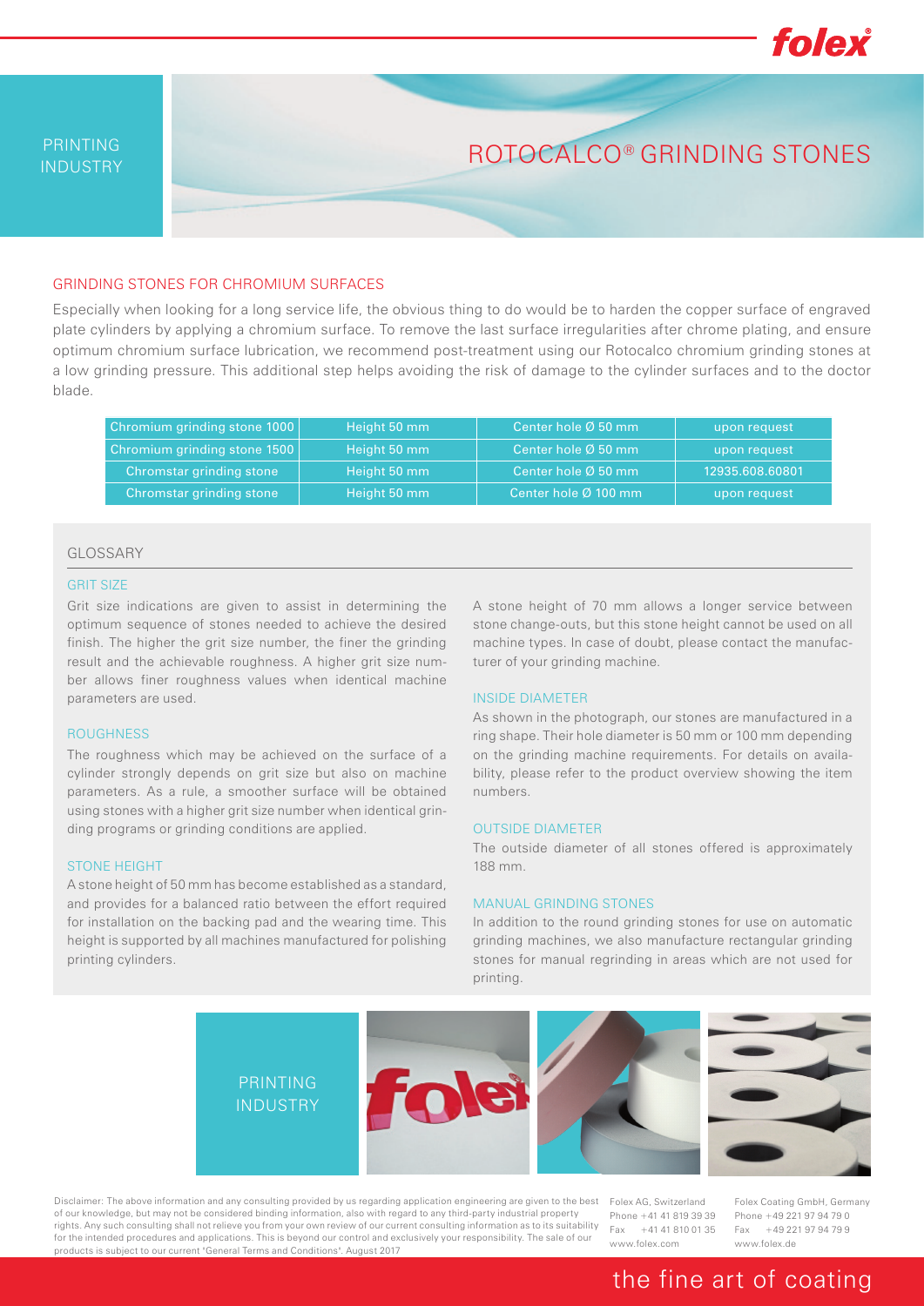# ROTOCALCO® GRINDING STONES

PRINTING INDUSTRY

## GRINDING STONES FOR CHROMIUM SURFACES

Especially when looking for a long service life, the obvious thing to do would be to harden the copper surface of engraved plate cylinders by applying a chromium surface. To remove the last surface irregularities after chrome plating, and ensure optimum chromium surface lubrication, we recommend post-treatment using our Rotocalco chromium grinding stones at a low grinding pressure. This additional step helps avoiding the risk of damage to the cylinder surfaces and to the doctor blade.

| | | | |
|---|---|---|---|
| Chromium grinding stone 1000 | Height 50 mm | Center hole Ø 50 mm | upon request |
| Chromium grinding stone 1500 | Height 50 mm | Center hole Ø 50 mm | upon request |
| Chromstar grinding stone | Height 50 mm | Center hole Ø 50 mm | 12935.608.60801 |
| Chromstar grinding stone | Height 50 mm | Center hole Ø 100 mm | upon request |

## GLOSSARY

### GRIT SIZE

Grit size indications are given to assist in determining the optimum sequence of stones needed to achieve the desired finish. The higher the grit size number, the finer the grinding result and the achievable roughness. A higher grit size number allows finer roughness values when identical machine parameters are used.

### ROUGHNESS

The roughness which may be achieved on the surface of a cylinder strongly depends on grit size but also on machine parameters. As a rule, a smoother surface will be obtained using stones with a higher grit size number when identical grinding programs or grinding conditions are applied.

### STONE HEIGHT

A stone height of 50 mm has become established as a standard, and provides for a balanced ratio between the effort required for installation on the backing pad and the wearing time. This height is supported by all machines manufactured for polishing printing cylinders.

A stone height of 70 mm allows a longer service between stone change-outs, but this stone height cannot be used on all machine types. In case of doubt, please contact the manufacturer of your grinding machine.

### INSIDE DIAMETER

As shown in the photograph, our stones are manufactured in a ring shape. Their hole diameter is 50 mm or 100 mm depending on the grinding machine requirements. For details on availability, please refer to the product overview showing the item numbers.

### OUTSIDE DIAMETER

The outside diameter of all stones offered is approximately 188 mm.

### MANUAL GRINDING STONES

In addition to the round grinding stones for use on automatic grinding machines, we also manufacture rectangular grinding stones for manual regrinding in areas which are not used for printing.

PRINTING INDUSTRY

Disclaimer: The above information and any consulting provided by us regarding application engineering are given to the best of our knowledge, but may not be considered binding information, also with regard to any third-party industrial property rights. Any such consulting shall not relieve you from your own review of our current consulting information as to its suitability for the intended procedures and applications. This is beyond our control and exclusively your responsibility. The sale of our products is subject to our current "General Terms and Conditions". August 2017

Folex AG, Switzerland
Phone +41 41 819 39 39
Fax +41 41 810 01 35
www.folex.com

Folex Coating GmbH, Germany
Phone +49 221 97 94 79 0
Fax +49 221 97 94 79 9
www.folex.de

the fine art of coating